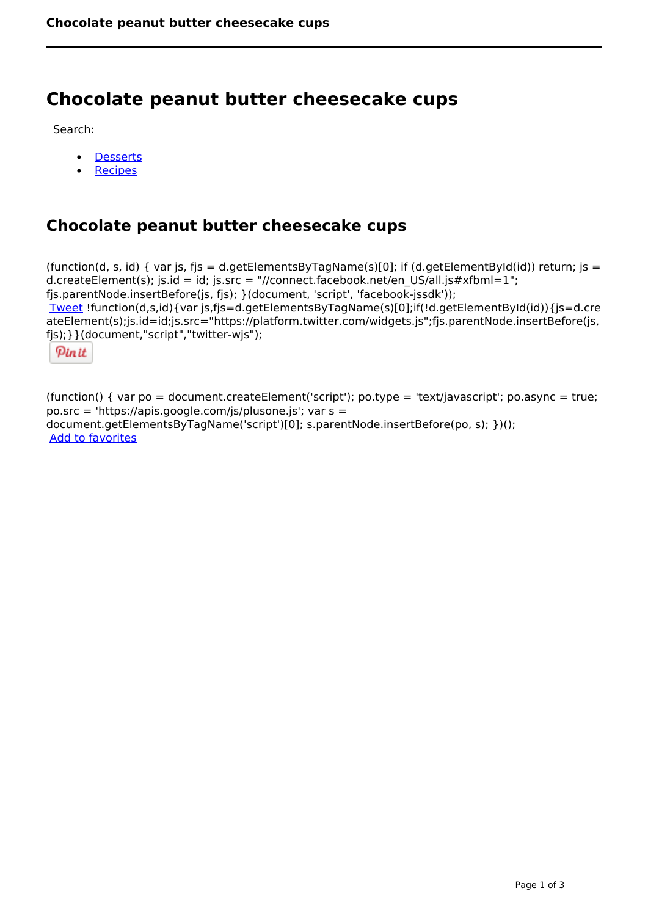# Chocolate peanut butter cheesecake cups

Search:

- Desserts
- Recipes

## Chocolate peanut butter cheesecake cups

(function(d, s, id) { var js, fjs = d.getElementsByTagName(s)[0]; if (d.getElementById(id)) return; js = d.createElement(s); js.id = id; js.src = "//connect.facebook.net/en_US/all.js#xfbml=1"; fjs.parentNode.insertBefore(js, fjs); }(document, 'script', 'facebook-jssdk'));
Tweet !function(d,s,id){var js,fjs=d.getElementsByTagName(s)[0];if(!d.getElementById(id)){js=d.createElement(s);js.id=id;js.src="https://platform.twitter.com/widgets.js";fjs.parentNode.insertBefore(js,fjs);}}(document,"script","twitter-wjs");

Pin it

(function() { var po = document.createElement('script'); po.type = 'text/javascript'; po.async = true; po.src = 'https://apis.google.com/js/plusone.js'; var s = document.getElementsByTagName('script')[0]; s.parentNode.insertBefore(po, s); })();
Add to favorites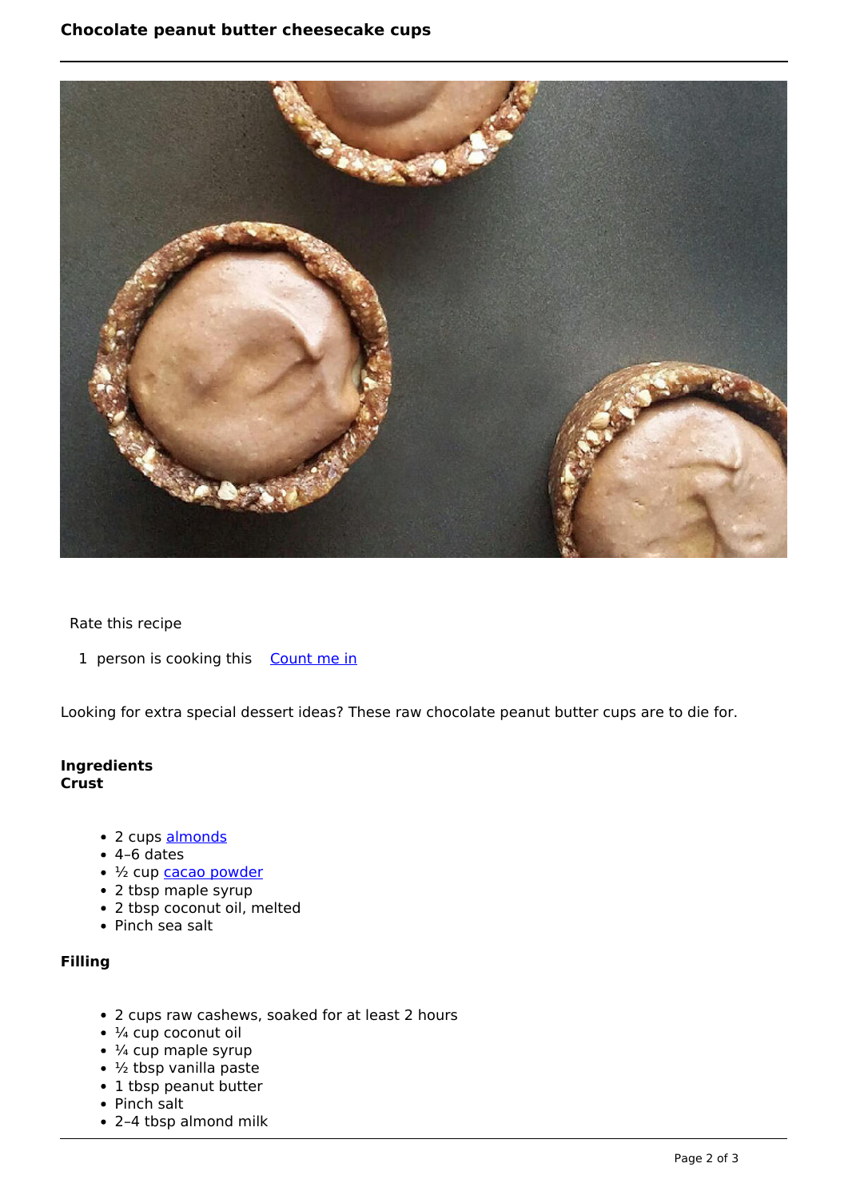# Chocolate peanut butter cheesecake cups

Rate this recipe

1 person is cooking this Count me in

Looking for extra special dessert ideas? These raw chocolate peanut butter cups are to die for.

**Ingredients**
**Crust**

- 2 cups almonds
- 4–6 dates
- ½ cup cacao powder
- 2 tbsp maple syrup
- 2 tbsp coconut oil, melted
- Pinch sea salt

**Filling**

- 2 cups raw cashews, soaked for at least 2 hours
- ¼ cup coconut oil
- ¼ cup maple syrup
- ½ tbsp vanilla paste
- 1 tbsp peanut butter
- Pinch salt
- 2–4 tbsp almond milk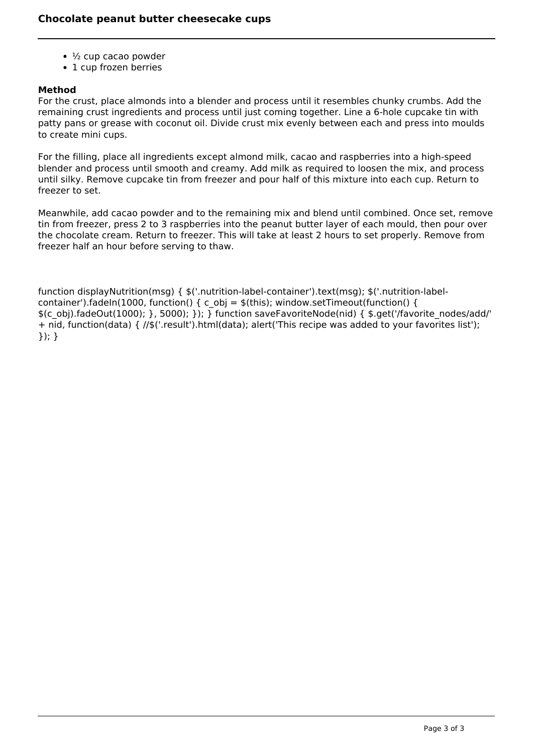- ½ cup cacao powder
- 1 cup frozen berries

**Method**

For the crust, place almonds into a blender and process until it resembles chunky crumbs. Add the remaining crust ingredients and process until just coming together. Line a 6-hole cupcake tin with patty pans or grease with coconut oil. Divide crust mix evenly between each and press into moulds to create mini cups.

For the filling, place all ingredients except almond milk, cacao and raspberries into a high-speed blender and process until smooth and creamy. Add milk as required to loosen the mix, and process until silky. Remove cupcake tin from freezer and pour half of this mixture into each cup. Return to freezer to set.

Meanwhile, add cacao powder and to the remaining mix and blend until combined. Once set, remove tin from freezer, press 2 to 3 raspberries into the peanut butter layer of each mould, then pour over the chocolate cream. Return to freezer. This will take at least 2 hours to set properly. Remove from freezer half an hour before serving to thaw.

```
function displayNutrition(msg) { $('.nutrition-label-container').text(msg); $('.nutrition-label-container').fadeIn(1000, function() { c_obj = $(this); window.setTimeout(function() { $(c_obj).fadeOut(1000); }, 5000); }); } function saveFavoriteNode(nid) { $.get('/favorite_nodes/add/' + nid, function(data) { //$('.result').html(data); alert('This recipe was added to your favorites list'); }); }
```